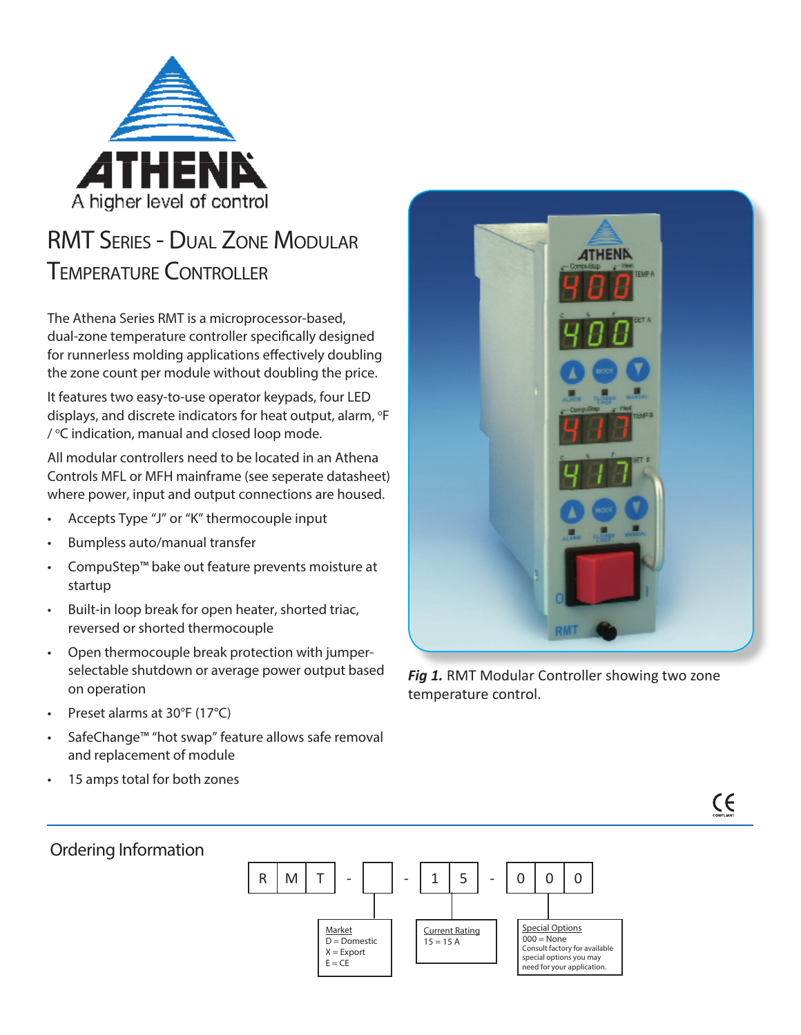ATHENA

A higher level of control

# RMT Series - Dual Zone Modular Temperature Controller

The Athena Series RMT is a microprocessor-based, dual-zone temperature controller specifically designed for runnerless molding applications effectively doubling the zone count per module without doubling the price.

It features two easy-to-use operator keypads, four LED displays, and discrete indicators for heat output, alarm, °F / °C indication, manual and closed loop mode.

All modular controllers need to be located in an Athena Controls MFL or MFH mainframe (see seperate datasheet) where power, input and output connections are housed.

- Accepts Type "J" or "K" thermocouple input
- Bumpless auto/manual transfer
- CompuStep™ bake out feature prevents moisture at startup
- Built-in loop break for open heater, shorted triac, reversed or shorted thermocouple
- Open thermocouple break protection with jumper-selectable shutdown or average power output based on operation
- Preset alarms at 30°F (17°C)
- SafeChange™ "hot swap" feature allows safe removal and replacement of module
- 15 amps total for both zones

***Fig 1.*** RMT Modular Controller showing two zone temperature control.

## Ordering Information

R M T - [ ] - 1 5 - 0 0 0

| Market | Current Rating | Special Options |
|---|---|---|
| D = Domestic | 15 = 15 A | 000 = None |
| X = Export | | Consult factory for available special options you may need for your application. |
| E = CE | | |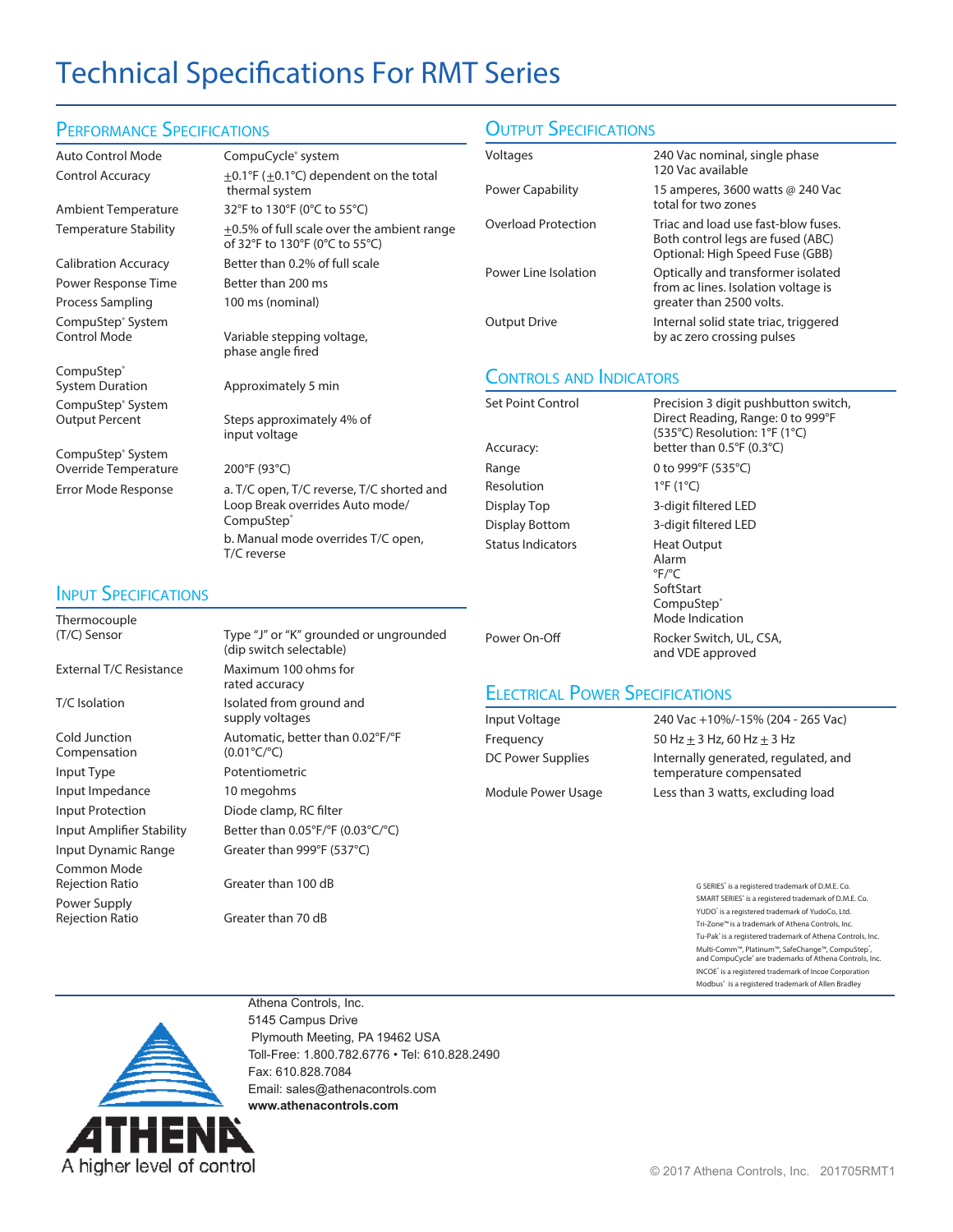# Technical Specifications For RMT Series

## Performance Specifications

| | |
|---|---|
| Auto Control Mode | CompuCycle® system |
| Control Accuracy | ±0.1°F (±0.1°C) dependent on the total thermal system |
| Ambient Temperature | 32°F to 130°F (0°C to 55°C) |
| Temperature Stability | ±0.5% of full scale over the ambient range of 32°F to 130°F (0°C to 55°C) |
| Calibration Accuracy | Better than 0.2% of full scale |
| Power Response Time | Better than 200 ms |
| Process Sampling | 100 ms (nominal) |
| CompuStep® System Control Mode | Variable stepping voltage, phase angle fired |
| CompuStep® System Duration | Approximately 5 min |
| CompuStep® System Output Percent | Steps approximately 4% of input voltage |
| CompuStep® System Override Temperature | 200°F (93°C) |
| Error Mode Response | a. T/C open, T/C reverse, T/C shorted and Loop Break overrides Auto mode/ CompuStep® b. Manual mode overrides T/C open, T/C reverse |

## Input Specifications

| | |
|---|---|
| Thermocouple (T/C) Sensor | Type "J" or "K" grounded or ungrounded (dip switch selectable) |
| External T/C Resistance | Maximum 100 ohms for rated accuracy |
| T/C Isolation | Isolated from ground and supply voltages |
| Cold Junction Compensation | Automatic, better than 0.02°F/°F (0.01°C/°C) |
| Input Type | Potentiometric |
| Input Impedance | 10 megohms |
| Input Protection | Diode clamp, RC filter |
| Input Amplifier Stability | Better than 0.05°F/°F (0.03°C/°C) |
| Input Dynamic Range | Greater than 999°F (537°C) |
| Common Mode Rejection Ratio | Greater than 100 dB |
| Power Supply Rejection Ratio | Greater than 70 dB |

## Output Specifications

| | |
|---|---|
| Voltages | 240 Vac nominal, single phase 120 Vac available |
| Power Capability | 15 amperes, 3600 watts @ 240 Vac total for two zones |
| Overload Protection | Triac and load use fast-blow fuses. Both control legs are fused (ABC) Optional: High Speed Fuse (GBB) |
| Power Line Isolation | Optically and transformer isolated from ac lines. Isolation voltage is greater than 2500 volts. |
| Output Drive | Internal solid state triac, triggered by ac zero crossing pulses |

## Controls and Indicators

| | |
|---|---|
| Set Point Control | Precision 3 digit pushbutton switch, Direct Reading, Range: 0 to 999°F (535°C) Resolution: 1°F (1°C) |
| Accuracy: | better than 0.5°F (0.3°C) |
| Range | 0 to 999°F (535°C) |
| Resolution | 1°F (1°C) |
| Display Top | 3-digit filtered LED |
| Display Bottom | 3-digit filtered LED |
| Status Indicators | Heat Output<br>Alarm<br>°F/°C<br>SoftStart<br>CompuStep®<br>Mode Indication |
| Power On-Off | Rocker Switch, UL, CSA, and VDE approved |

## Electrical Power Specifications

| | |
|---|---|
| Input Voltage | 240 Vac +10%/-15% (204 - 265 Vac) |
| Frequency | 50 Hz ± 3 Hz, 60 Hz ± 3 Hz |
| DC Power Supplies | Internally generated, regulated, and temperature compensated |
| Module Power Usage | Less than 3 watts, excluding load |

G SERIES® is a registered trademark of D.M.E. Co.
SMART SERIES® is a registered trademark of D.M.E. Co.
YUDO® is a registered trademark of YudoCo, Ltd.
Tri-Zone™ is a trademark of Athena Controls, Inc.
Tu-Pak® is a registered trademark of Athena Controls, Inc.
Multi-Comm™, Platinum™, SafeChange™, CompuStep®, and CompuCycle® are trademarks of Athena Controls, Inc.
INCOE® is a registered trademark of Incoe Corporation
Modbus® is a registered trademark of Allen Bradley

Athena Controls, Inc.
5145 Campus Drive
Plymouth Meeting, PA 19462 USA
Toll-Free: 1.800.782.6776 • Tel: 610.828.2490
Fax: 610.828.7084
Email: sales@athenacontrols.com
**www.athenacontrols.com**

ATHENA
A higher level of control

© 2017 Athena Controls, Inc. 201705RMT1